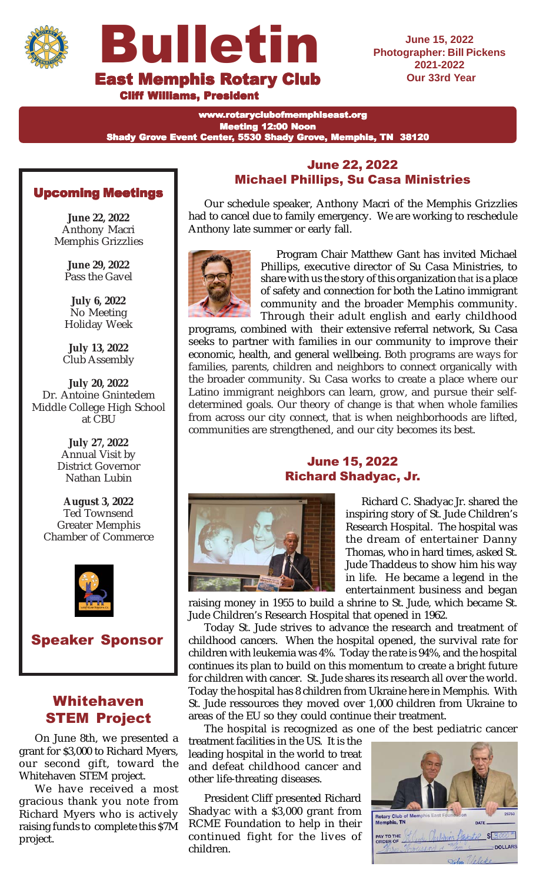# Bulletin

## East Memphis Rotary Club

**Cliff Williams, President**

June 15, 2022
Photographer: Bill Pickens
2021-2022
Our 33rd Year

www.rotaryclubofmemphiseast.org
Meeting 12:00 Noon
Shady Grove Event Center, 5530 Shady Grove, Memphis, TN 38120

## Upcoming Meetings

**June 22, 2022**
Anthony Macri
Memphis Grizzlies

**June 29, 2022**
Pass the Gavel

**July 6, 2022**
No Meeting
Holiday Week

**July 13, 2022**
Club Assembly

**July 20, 2022**
Dr. Antoine Gnintedem
Middle College High School at CBU

**July 27, 2022**
Annual Visit by
District Governor
Nathan Lubin

**August 3, 2022**
Ted Townsend
Greater Memphis
Chamber of Commerce

## Speaker Sponsor

## Whitehaven STEM Project

On June 8th, we presented a grant for $3,000 to Richard Myers, our second gift, toward the Whitehaven STEM project.

We have received a most gracious thank you note from Richard Myers who is actively raising funds to complete this $7M project.

## June 22, 2022
## Michael Phillips, Su Casa Ministries

Our schedule speaker, Anthony Macri of the Memphis Grizzlies had to cancel due to family emergency. We are working to reschedule Anthony late summer or early fall.

Program Chair Matthew Gant has invited Michael Phillips, executive director of Su Casa Ministries, to share with us the story of this organization that is a place of safety and connection for both the Latino immigrant community and the broader Memphis community. Through their adult english and early childhood programs, combined with their extensive referral network, Su Casa seeks to partner with families in our community to improve their economic, health, and general wellbeing. Both programs are ways for families, parents, children and neighbors to connect organically with the broader community. Su Casa works to create a place where our Latino immigrant neighbors can learn, grow, and pursue their self-determined goals. Our theory of change is that when whole families from across our city connect, that is when neighborhoods are lifted, communities are strengthened, and our city becomes its best.

## June 15, 2022
## Richard Shadyac, Jr.

Richard C. Shadyac Jr. shared the inspiring story of St. Jude Children's Research Hospital. The hospital was the dream of entertainer Danny Thomas, who in hard times, asked St. Jude Thaddeus to show him his way in life. He became a legend in the entertainment business and began raising money in 1955 to build a shrine to St. Jude, which became St. Jude Children's Research Hospital that opened in 1962.

Today St. Jude strives to advance the research and treatment of childhood cancers. When the hospital opened, the survival rate for children with leukemia was 4%. Today the rate is 94%, and the hospital continues its plan to build on this momentum to create a bright future for children with cancer. St. Jude shares its research all over the world. Today the hospital has 8 children from Ukraine here in Memphis. With St. Jude ressources they moved over 1,000 children from Ukraine to areas of the EU so they could continue their treatment.

The hospital is recognized as one of the best pediatric cancer treatment facilities in the US. It is the leading hospital in the world to treat and defeat childhood cancer and other life-threating diseases.

President Cliff presented Richard Shadyac with a $3,000 grant from RCME Foundation to help in their continued fight for the lives of children.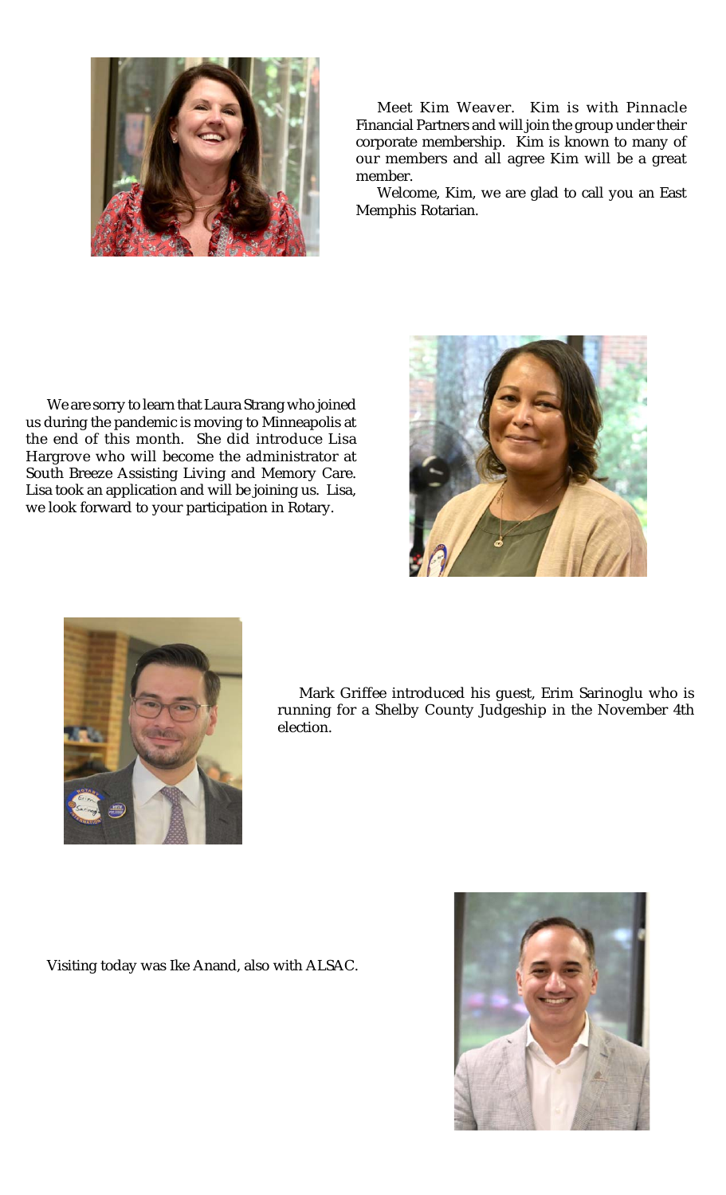Meet Kim Weaver. Kim is with Pinnacle Financial Partners and will join the group under their corporate membership. Kim is known to many of our members and all agree Kim will be a great member.

Welcome, Kim, we are glad to call you an East Memphis Rotarian.

We are sorry to learn that Laura Strang who joined us during the pandemic is moving to Minneapolis at the end of this month. She did introduce Lisa Hargrove who will become the administrator at South Breeze Assisting Living and Memory Care. Lisa took an application and will be joining us. Lisa, we look forward to your participation in Rotary.

Mark Griffee introduced his guest, Erim Sarinoglu who is running for a Shelby County Judgeship in the November 4th election.

Visiting today was Ike Anand, also with ALSAC.